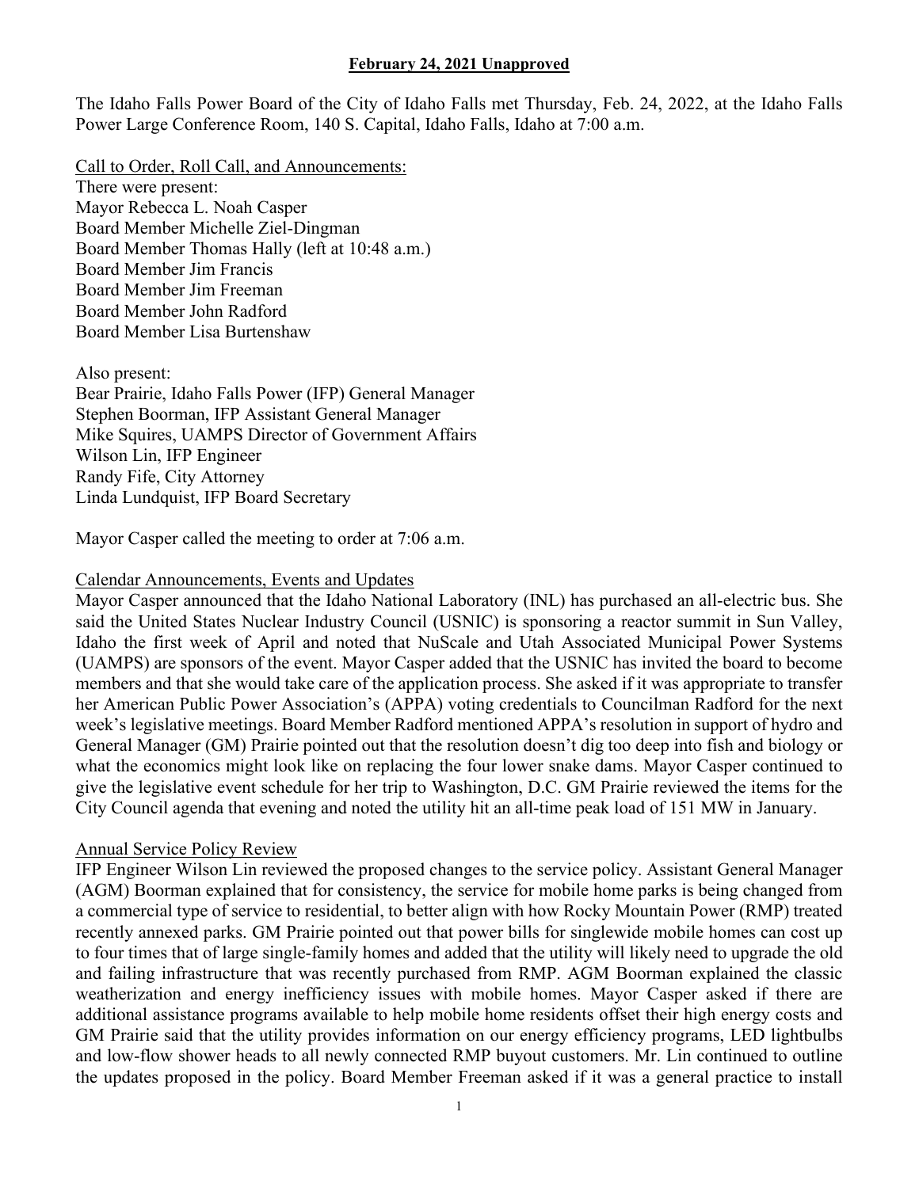**February 24, 2021 Unapproved**

The Idaho Falls Power Board of the City of Idaho Falls met Thursday, Feb. 24, 2022, at the Idaho Falls Power Large Conference Room, 140 S. Capital, Idaho Falls, Idaho at 7:00 a.m.

Call to Order, Roll Call, and Announcements:

There were present:
Mayor Rebecca L. Noah Casper
Board Member Michelle Ziel-Dingman
Board Member Thomas Hally (left at 10:48 a.m.)
Board Member Jim Francis
Board Member Jim Freeman
Board Member John Radford
Board Member Lisa Burtenshaw

Also present:
Bear Prairie, Idaho Falls Power (IFP) General Manager
Stephen Boorman, IFP Assistant General Manager
Mike Squires, UAMPS Director of Government Affairs
Wilson Lin, IFP Engineer
Randy Fife, City Attorney
Linda Lundquist, IFP Board Secretary

Mayor Casper called the meeting to order at 7:06 a.m.

Calendar Announcements, Events and Updates

Mayor Casper announced that the Idaho National Laboratory (INL) has purchased an all-electric bus. She said the United States Nuclear Industry Council (USNIC) is sponsoring a reactor summit in Sun Valley, Idaho the first week of April and noted that NuScale and Utah Associated Municipal Power Systems (UAMPS) are sponsors of the event. Mayor Casper added that the USNIC has invited the board to become members and that she would take care of the application process. She asked if it was appropriate to transfer her American Public Power Association's (APPA) voting credentials to Councilman Radford for the next week's legislative meetings. Board Member Radford mentioned APPA's resolution in support of hydro and General Manager (GM) Prairie pointed out that the resolution doesn't dig too deep into fish and biology or what the economics might look like on replacing the four lower snake dams. Mayor Casper continued to give the legislative event schedule for her trip to Washington, D.C. GM Prairie reviewed the items for the City Council agenda that evening and noted the utility hit an all-time peak load of 151 MW in January.

Annual Service Policy Review

IFP Engineer Wilson Lin reviewed the proposed changes to the service policy. Assistant General Manager (AGM) Boorman explained that for consistency, the service for mobile home parks is being changed from a commercial type of service to residential, to better align with how Rocky Mountain Power (RMP) treated recently annexed parks. GM Prairie pointed out that power bills for singlewide mobile homes can cost up to four times that of large single-family homes and added that the utility will likely need to upgrade the old and failing infrastructure that was recently purchased from RMP. AGM Boorman explained the classic weatherization and energy inefficiency issues with mobile homes. Mayor Casper asked if there are additional assistance programs available to help mobile home residents offset their high energy costs and GM Prairie said that the utility provides information on our energy efficiency programs, LED lightbulbs and low-flow shower heads to all newly connected RMP buyout customers. Mr. Lin continued to outline the updates proposed in the policy. Board Member Freeman asked if it was a general practice to install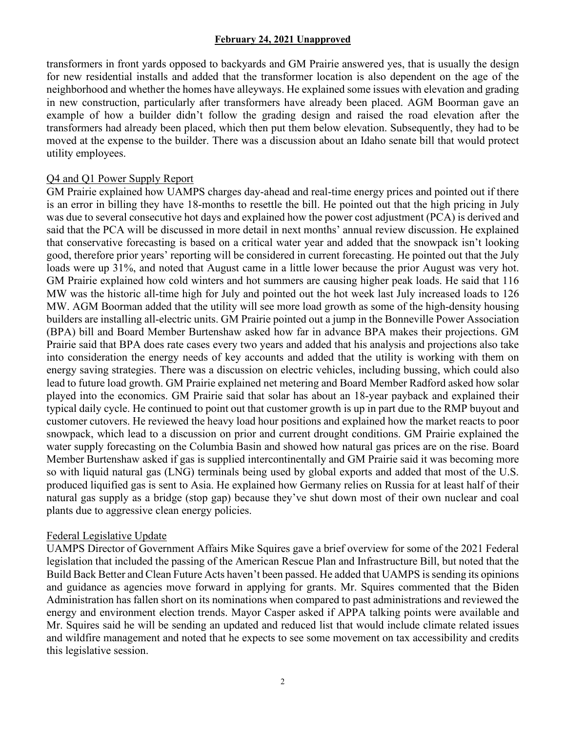transformers in front yards opposed to backyards and GM Prairie answered yes, that is usually the design for new residential installs and added that the transformer location is also dependent on the age of the neighborhood and whether the homes have alleyways. He explained some issues with elevation and grading in new construction, particularly after transformers have already been placed. AGM Boorman gave an example of how a builder didn't follow the grading design and raised the road elevation after the transformers had already been placed, which then put them below elevation. Subsequently, they had to be moved at the expense to the builder. There was a discussion about an Idaho senate bill that would protect utility employees.

Q4 and Q1 Power Supply Report

GM Prairie explained how UAMPS charges day-ahead and real-time energy prices and pointed out if there is an error in billing they have 18-months to resettle the bill. He pointed out that the high pricing in July was due to several consecutive hot days and explained how the power cost adjustment (PCA) is derived and said that the PCA will be discussed in more detail in next months' annual review discussion. He explained that conservative forecasting is based on a critical water year and added that the snowpack isn't looking good, therefore prior years' reporting will be considered in current forecasting. He pointed out that the July loads were up 31%, and noted that August came in a little lower because the prior August was very hot. GM Prairie explained how cold winters and hot summers are causing higher peak loads. He said that 116 MW was the historic all-time high for July and pointed out the hot week last July increased loads to 126 MW. AGM Boorman added that the utility will see more load growth as some of the high-density housing builders are installing all-electric units. GM Prairie pointed out a jump in the Bonneville Power Association (BPA) bill and Board Member Burtenshaw asked how far in advance BPA makes their projections. GM Prairie said that BPA does rate cases every two years and added that his analysis and projections also take into consideration the energy needs of key accounts and added that the utility is working with them on energy saving strategies. There was a discussion on electric vehicles, including bussing, which could also lead to future load growth. GM Prairie explained net metering and Board Member Radford asked how solar played into the economics. GM Prairie said that solar has about an 18-year payback and explained their typical daily cycle. He continued to point out that customer growth is up in part due to the RMP buyout and customer cutovers. He reviewed the heavy load hour positions and explained how the market reacts to poor snowpack, which lead to a discussion on prior and current drought conditions. GM Prairie explained the water supply forecasting on the Columbia Basin and showed how natural gas prices are on the rise. Board Member Burtenshaw asked if gas is supplied intercontinentally and GM Prairie said it was becoming more so with liquid natural gas (LNG) terminals being used by global exports and added that most of the U.S. produced liquified gas is sent to Asia. He explained how Germany relies on Russia for at least half of their natural gas supply as a bridge (stop gap) because they've shut down most of their own nuclear and coal plants due to aggressive clean energy policies.

Federal Legislative Update

UAMPS Director of Government Affairs Mike Squires gave a brief overview for some of the 2021 Federal legislation that included the passing of the American Rescue Plan and Infrastructure Bill, but noted that the Build Back Better and Clean Future Acts haven't been passed. He added that UAMPS is sending its opinions and guidance as agencies move forward in applying for grants. Mr. Squires commented that the Biden Administration has fallen short on its nominations when compared to past administrations and reviewed the energy and environment election trends. Mayor Casper asked if APPA talking points were available and Mr. Squires said he will be sending an updated and reduced list that would include climate related issues and wildfire management and noted that he expects to see some movement on tax accessibility and credits this legislative session.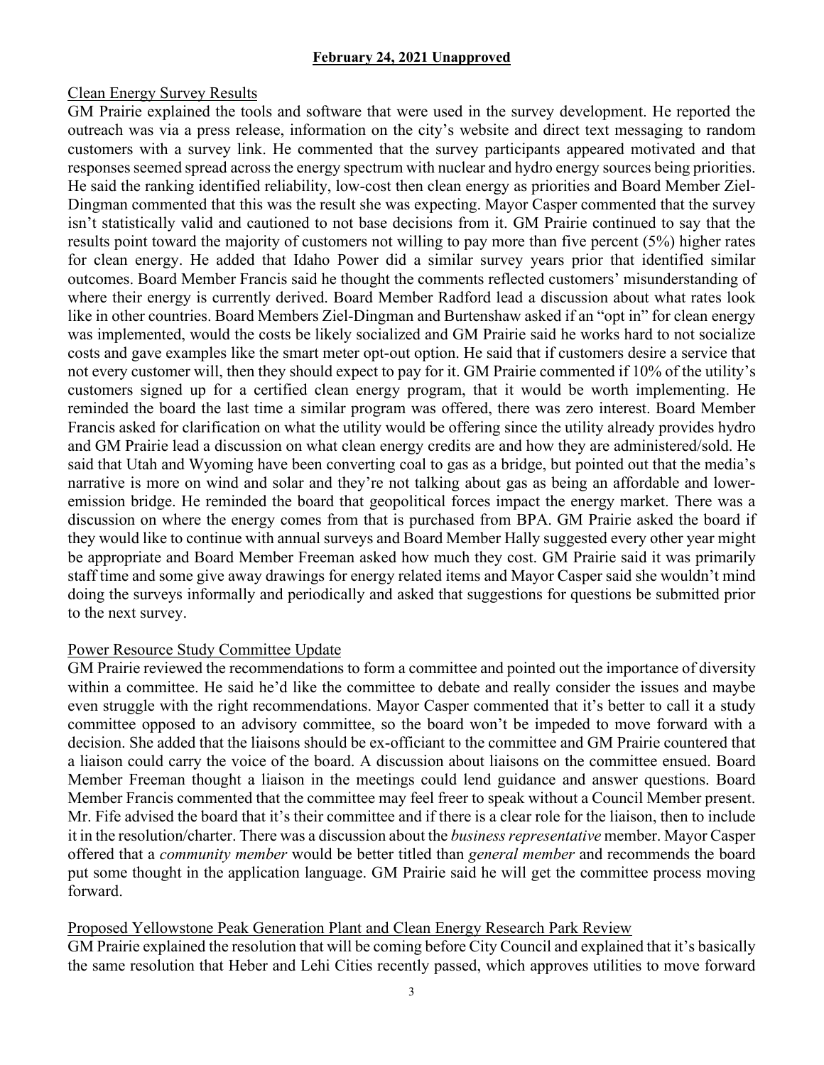**February 24, 2021 Unapproved**

Clean Energy Survey Results

GM Prairie explained the tools and software that were used in the survey development. He reported the outreach was via a press release, information on the city's website and direct text messaging to random customers with a survey link. He commented that the survey participants appeared motivated and that responses seemed spread across the energy spectrum with nuclear and hydro energy sources being priorities. He said the ranking identified reliability, low-cost then clean energy as priorities and Board Member Ziel-Dingman commented that this was the result she was expecting. Mayor Casper commented that the survey isn't statistically valid and cautioned to not base decisions from it. GM Prairie continued to say that the results point toward the majority of customers not willing to pay more than five percent (5%) higher rates for clean energy. He added that Idaho Power did a similar survey years prior that identified similar outcomes. Board Member Francis said he thought the comments reflected customers' misunderstanding of where their energy is currently derived. Board Member Radford lead a discussion about what rates look like in other countries. Board Members Ziel-Dingman and Burtenshaw asked if an "opt in" for clean energy was implemented, would the costs be likely socialized and GM Prairie said he works hard to not socialize costs and gave examples like the smart meter opt-out option. He said that if customers desire a service that not every customer will, then they should expect to pay for it. GM Prairie commented if 10% of the utility's customers signed up for a certified clean energy program, that it would be worth implementing. He reminded the board the last time a similar program was offered, there was zero interest. Board Member Francis asked for clarification on what the utility would be offering since the utility already provides hydro and GM Prairie lead a discussion on what clean energy credits are and how they are administered/sold. He said that Utah and Wyoming have been converting coal to gas as a bridge, but pointed out that the media's narrative is more on wind and solar and they're not talking about gas as being an affordable and lower-emission bridge. He reminded the board that geopolitical forces impact the energy market. There was a discussion on where the energy comes from that is purchased from BPA. GM Prairie asked the board if they would like to continue with annual surveys and Board Member Hally suggested every other year might be appropriate and Board Member Freeman asked how much they cost. GM Prairie said it was primarily staff time and some give away drawings for energy related items and Mayor Casper said she wouldn't mind doing the surveys informally and periodically and asked that suggestions for questions be submitted prior to the next survey.

Power Resource Study Committee Update

GM Prairie reviewed the recommendations to form a committee and pointed out the importance of diversity within a committee. He said he'd like the committee to debate and really consider the issues and maybe even struggle with the right recommendations. Mayor Casper commented that it's better to call it a study committee opposed to an advisory committee, so the board won't be impeded to move forward with a decision. She added that the liaisons should be ex-officiant to the committee and GM Prairie countered that a liaison could carry the voice of the board. A discussion about liaisons on the committee ensued. Board Member Freeman thought a liaison in the meetings could lend guidance and answer questions. Board Member Francis commented that the committee may feel freer to speak without a Council Member present. Mr. Fife advised the board that it's their committee and if there is a clear role for the liaison, then to include it in the resolution/charter. There was a discussion about the *business representative* member. Mayor Casper offered that a *community member* would be better titled than *general member* and recommends the board put some thought in the application language. GM Prairie said he will get the committee process moving forward.

Proposed Yellowstone Peak Generation Plant and Clean Energy Research Park Review

GM Prairie explained the resolution that will be coming before City Council and explained that it's basically the same resolution that Heber and Lehi Cities recently passed, which approves utilities to move forward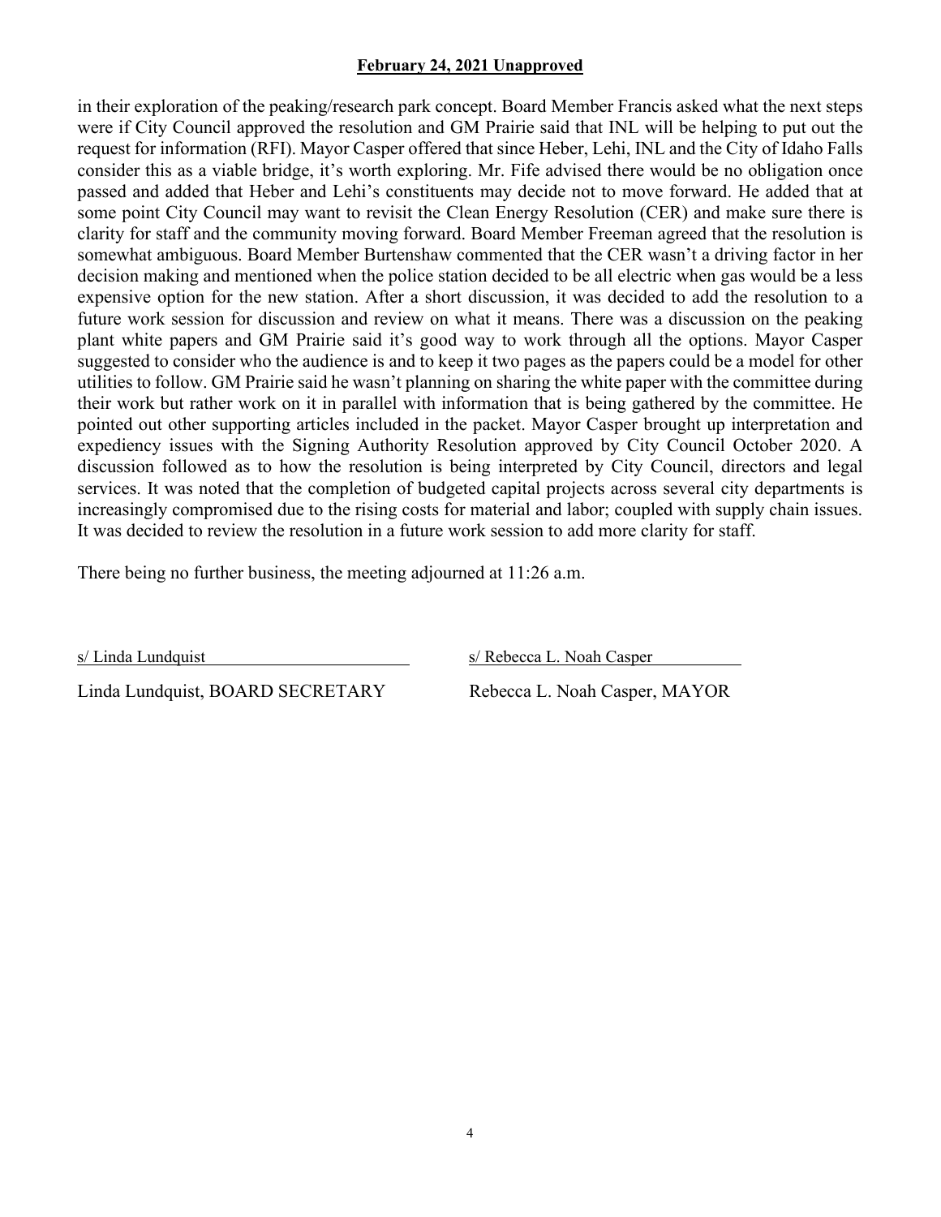in their exploration of the peaking/research park concept. Board Member Francis asked what the next steps were if City Council approved the resolution and GM Prairie said that INL will be helping to put out the request for information (RFI). Mayor Casper offered that since Heber, Lehi, INL and the City of Idaho Falls consider this as a viable bridge, it's worth exploring. Mr. Fife advised there would be no obligation once passed and added that Heber and Lehi's constituents may decide not to move forward. He added that at some point City Council may want to revisit the Clean Energy Resolution (CER) and make sure there is clarity for staff and the community moving forward. Board Member Freeman agreed that the resolution is somewhat ambiguous. Board Member Burtenshaw commented that the CER wasn't a driving factor in her decision making and mentioned when the police station decided to be all electric when gas would be a less expensive option for the new station. After a short discussion, it was decided to add the resolution to a future work session for discussion and review on what it means. There was a discussion on the peaking plant white papers and GM Prairie said it's good way to work through all the options. Mayor Casper suggested to consider who the audience is and to keep it two pages as the papers could be a model for other utilities to follow. GM Prairie said he wasn't planning on sharing the white paper with the committee during their work but rather work on it in parallel with information that is being gathered by the committee. He pointed out other supporting articles included in the packet. Mayor Casper brought up interpretation and expediency issues with the Signing Authority Resolution approved by City Council October 2020. A discussion followed as to how the resolution is being interpreted by City Council, directors and legal services. It was noted that the completion of budgeted capital projects across several city departments is increasingly compromised due to the rising costs for material and labor; coupled with supply chain issues. It was decided to review the resolution in a future work session to add more clarity for staff.

There being no further business, the meeting adjourned at 11:26 a.m.

s/ Linda Lundquist

Linda Lundquist, BOARD SECRETARY

s/ Rebecca L. Noah Casper

Rebecca L. Noah Casper, MAYOR